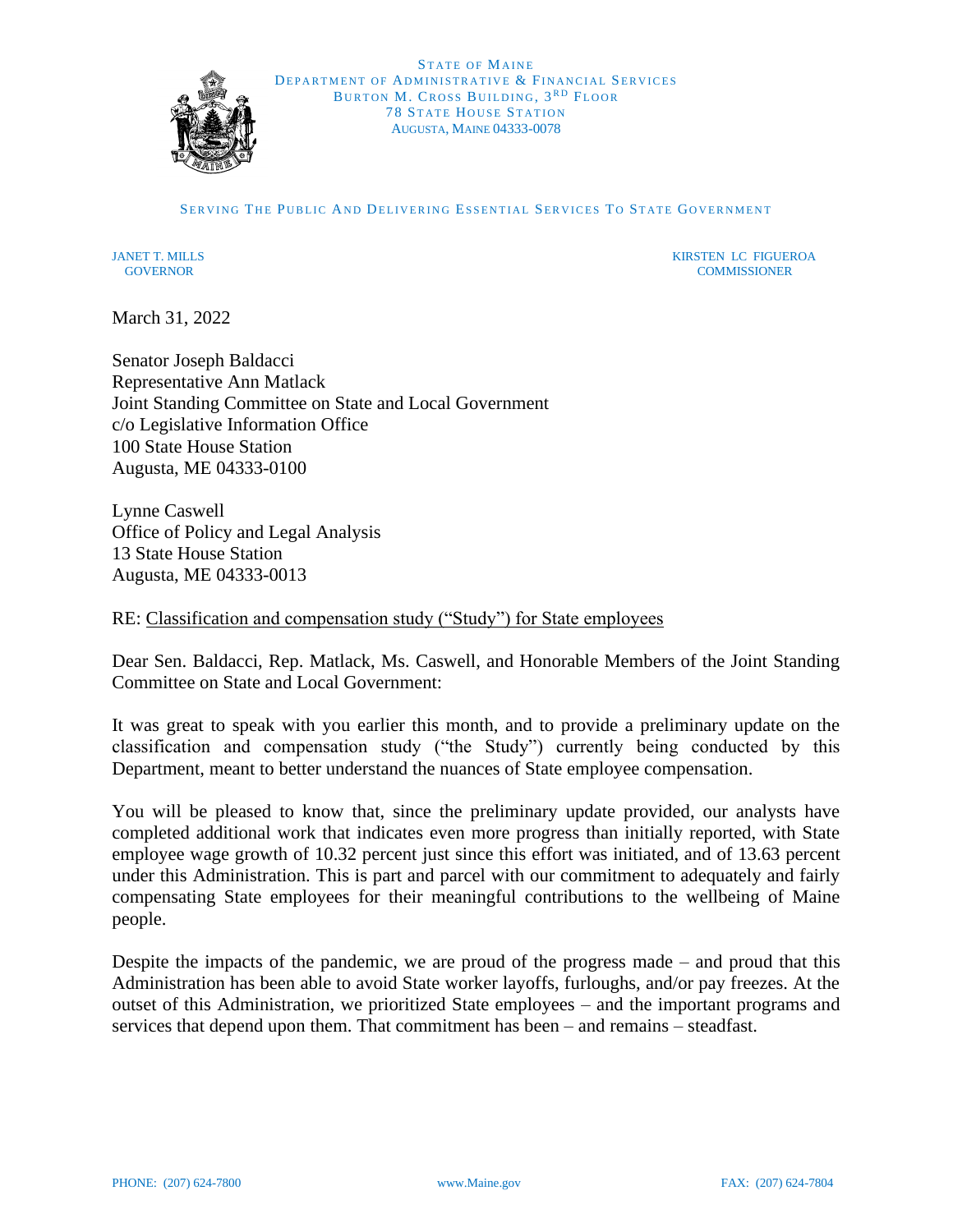STATE OF MAINE
DEPARTMENT OF ADMINISTRATIVE & FINANCIAL SERVICES
BURTON M. CROSS BUILDING, 3RD FLOOR
78 STATE HOUSE STATION
AUGUSTA, MAINE 04333-0078

SERVING THE PUBLIC AND DELIVERING ESSENTIAL SERVICES TO STATE GOVERNMENT

JANET T. MILLS
GOVERNOR

KIRSTEN LC FIGUEROA
COMMISSIONER

March 31, 2022

Senator Joseph Baldacci
Representative Ann Matlack
Joint Standing Committee on State and Local Government
c/o Legislative Information Office
100 State House Station
Augusta, ME 04333-0100

Lynne Caswell
Office of Policy and Legal Analysis
13 State House Station
Augusta, ME 04333-0013

RE: Classification and compensation study ("Study") for State employees

Dear Sen. Baldacci, Rep. Matlack, Ms. Caswell, and Honorable Members of the Joint Standing Committee on State and Local Government:

It was great to speak with you earlier this month, and to provide a preliminary update on the classification and compensation study ("the Study") currently being conducted by this Department, meant to better understand the nuances of State employee compensation.

You will be pleased to know that, since the preliminary update provided, our analysts have completed additional work that indicates even more progress than initially reported, with State employee wage growth of 10.32 percent just since this effort was initiated, and of 13.63 percent under this Administration. This is part and parcel with our commitment to adequately and fairly compensating State employees for their meaningful contributions to the wellbeing of Maine people.

Despite the impacts of the pandemic, we are proud of the progress made – and proud that this Administration has been able to avoid State worker layoffs, furloughs, and/or pay freezes. At the outset of this Administration, we prioritized State employees – and the important programs and services that depend upon them. That commitment has been – and remains – steadfast.

PHONE: (207) 624-7800 www.Maine.gov FAX: (207) 624-7804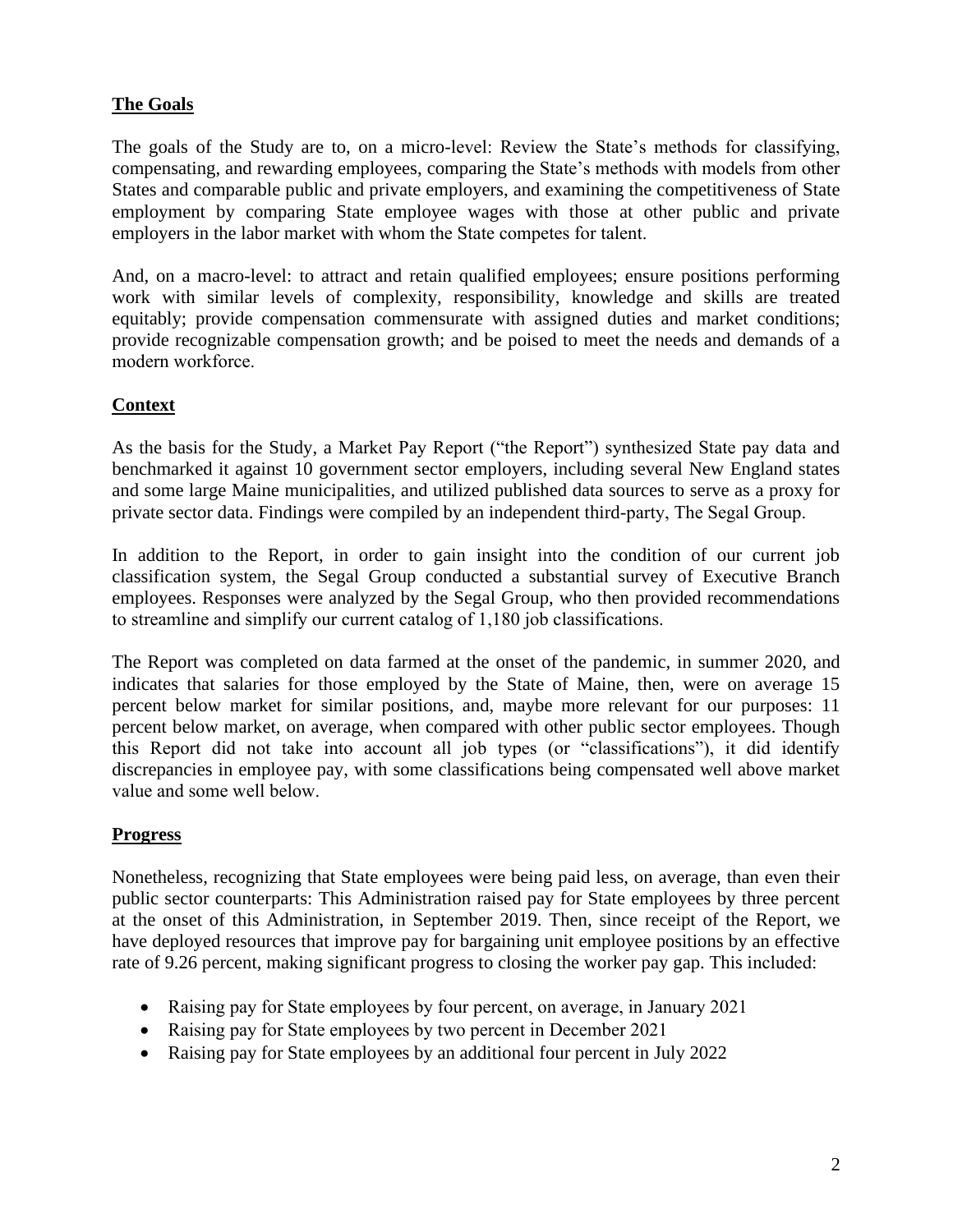## The Goals

The goals of the Study are to, on a micro-level: Review the State's methods for classifying, compensating, and rewarding employees, comparing the State's methods with models from other States and comparable public and private employers, and examining the competitiveness of State employment by comparing State employee wages with those at other public and private employers in the labor market with whom the State competes for talent.

And, on a macro-level: to attract and retain qualified employees; ensure positions performing work with similar levels of complexity, responsibility, knowledge and skills are treated equitably; provide compensation commensurate with assigned duties and market conditions; provide recognizable compensation growth; and be poised to meet the needs and demands of a modern workforce.

## Context

As the basis for the Study, a Market Pay Report ("the Report") synthesized State pay data and benchmarked it against 10 government sector employers, including several New England states and some large Maine municipalities, and utilized published data sources to serve as a proxy for private sector data. Findings were compiled by an independent third-party, The Segal Group.

In addition to the Report, in order to gain insight into the condition of our current job classification system, the Segal Group conducted a substantial survey of Executive Branch employees. Responses were analyzed by the Segal Group, who then provided recommendations to streamline and simplify our current catalog of 1,180 job classifications.

The Report was completed on data farmed at the onset of the pandemic, in summer 2020, and indicates that salaries for those employed by the State of Maine, then, were on average 15 percent below market for similar positions, and, maybe more relevant for our purposes: 11 percent below market, on average, when compared with other public sector employees. Though this Report did not take into account all job types (or "classifications"), it did identify discrepancies in employee pay, with some classifications being compensated well above market value and some well below.

## Progress

Nonetheless, recognizing that State employees were being paid less, on average, than even their public sector counterparts: This Administration raised pay for State employees by three percent at the onset of this Administration, in September 2019. Then, since receipt of the Report, we have deployed resources that improve pay for bargaining unit employee positions by an effective rate of 9.26 percent, making significant progress to closing the worker pay gap. This included:

- Raising pay for State employees by four percent, on average, in January 2021
- Raising pay for State employees by two percent in December 2021
- Raising pay for State employees by an additional four percent in July 2022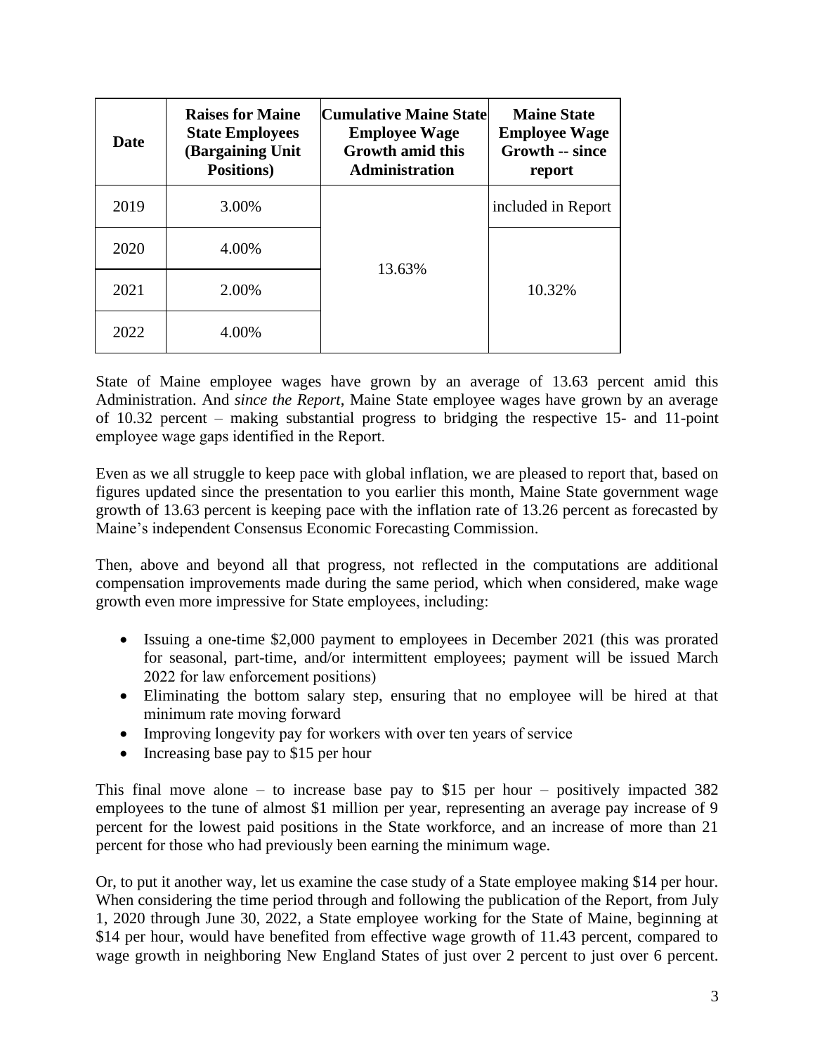| Date | Raises for Maine State Employees (Bargaining Unit Positions) | Cumulative Maine State Employee Wage Growth amid this Administration | Maine State Employee Wage Growth -- since report |
|---|---|---|---|
| 2019 | 3.00% | 13.63% | included in Report |
| 2020 | 4.00% | | 10.32% |
| 2021 | 2.00% | | |
| 2022 | 4.00% | | |

State of Maine employee wages have grown by an average of 13.63 percent amid this Administration. And *since the Report*, Maine State employee wages have grown by an average of 10.32 percent – making substantial progress to bridging the respective 15- and 11-point employee wage gaps identified in the Report.

Even as we all struggle to keep pace with global inflation, we are pleased to report that, based on figures updated since the presentation to you earlier this month, Maine State government wage growth of 13.63 percent is keeping pace with the inflation rate of 13.26 percent as forecasted by Maine's independent Consensus Economic Forecasting Commission.

Then, above and beyond all that progress, not reflected in the computations are additional compensation improvements made during the same period, which when considered, make wage growth even more impressive for State employees, including:

- Issuing a one-time $2,000 payment to employees in December 2021 (this was prorated for seasonal, part-time, and/or intermittent employees; payment will be issued March 2022 for law enforcement positions)
- Eliminating the bottom salary step, ensuring that no employee will be hired at that minimum rate moving forward
- Improving longevity pay for workers with over ten years of service
- Increasing base pay to $15 per hour

This final move alone – to increase base pay to $15 per hour – positively impacted 382 employees to the tune of almost $1 million per year, representing an average pay increase of 9 percent for the lowest paid positions in the State workforce, and an increase of more than 21 percent for those who had previously been earning the minimum wage.

Or, to put it another way, let us examine the case study of a State employee making $14 per hour. When considering the time period through and following the publication of the Report, from July 1, 2020 through June 30, 2022, a State employee working for the State of Maine, beginning at $14 per hour, would have benefited from effective wage growth of 11.43 percent, compared to wage growth in neighboring New England States of just over 2 percent to just over 6 percent.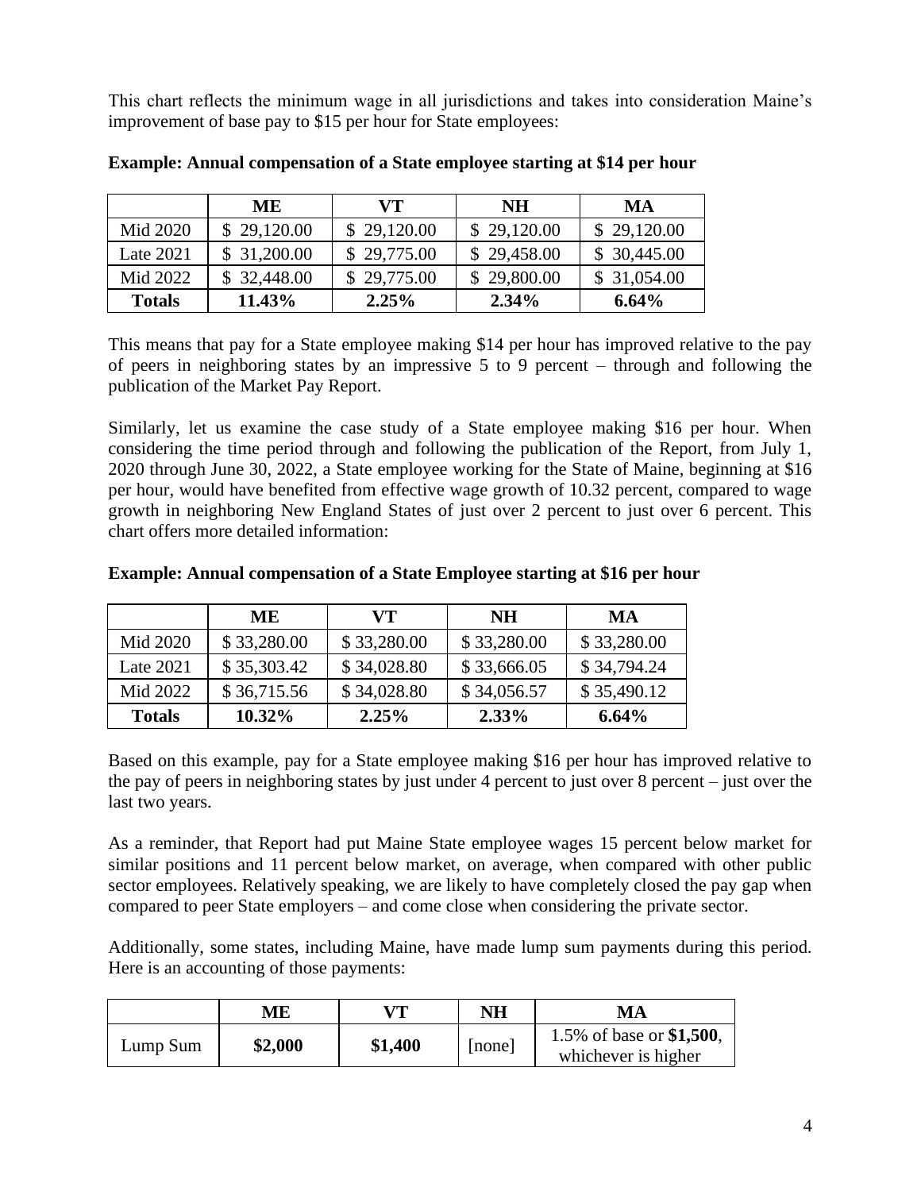This chart reflects the minimum wage in all jurisdictions and takes into consideration Maine's improvement of base pay to $15 per hour for State employees:

**Example: Annual compensation of a State employee starting at $14 per hour**

| | ME | VT | NH | MA |
|---|---|---|---|---|
| Mid 2020 | $ 29,120.00 | $ 29,120.00 | $ 29,120.00 | $ 29,120.00 |
| Late 2021 | $ 31,200.00 | $ 29,775.00 | $ 29,458.00 | $ 30,445.00 |
| Mid 2022 | $ 32,448.00 | $ 29,775.00 | $ 29,800.00 | $ 31,054.00 |
| **Totals** | **11.43%** | **2.25%** | **2.34%** | **6.64%** |

This means that pay for a State employee making $14 per hour has improved relative to the pay of peers in neighboring states by an impressive 5 to 9 percent – through and following the publication of the Market Pay Report.

Similarly, let us examine the case study of a State employee making $16 per hour. When considering the time period through and following the publication of the Report, from July 1, 2020 through June 30, 2022, a State employee working for the State of Maine, beginning at $16 per hour, would have benefited from effective wage growth of 10.32 percent, compared to wage growth in neighboring New England States of just over 2 percent to just over 6 percent. This chart offers more detailed information:

**Example: Annual compensation of a State Employee starting at $16 per hour**

| | ME | VT | NH | MA |
|---|---|---|---|---|
| Mid 2020 | $ 33,280.00 | $ 33,280.00 | $ 33,280.00 | $ 33,280.00 |
| Late 2021 | $ 35,303.42 | $ 34,028.80 | $ 33,666.05 | $ 34,794.24 |
| Mid 2022 | $ 36,715.56 | $ 34,028.80 | $ 34,056.57 | $ 35,490.12 |
| **Totals** | **10.32%** | **2.25%** | **2.33%** | **6.64%** |

Based on this example, pay for a State employee making $16 per hour has improved relative to the pay of peers in neighboring states by just under 4 percent to just over 8 percent – just over the last two years.

As a reminder, that Report had put Maine State employee wages 15 percent below market for similar positions and 11 percent below market, on average, when compared with other public sector employees. Relatively speaking, we are likely to have completely closed the pay gap when compared to peer State employers – and come close when considering the private sector.

Additionally, some states, including Maine, have made lump sum payments during this period. Here is an accounting of those payments:

| | ME | VT | NH | MA |
|---|---|---|---|---|
| Lump Sum | **$2,000** | **$1,400** | [none] | 1.5% of base or **$1,500**, whichever is higher |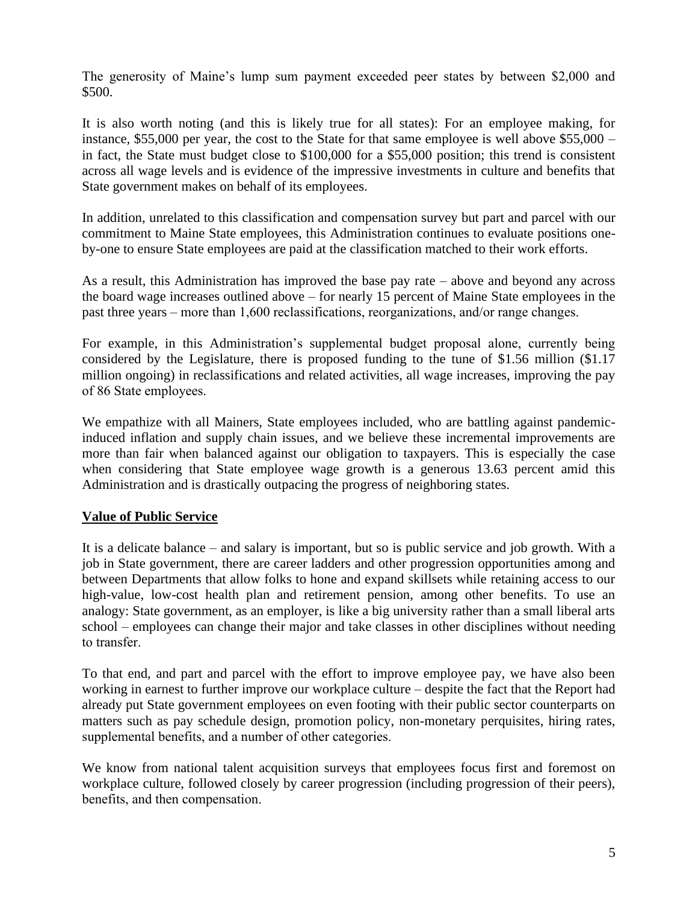The generosity of Maine's lump sum payment exceeded peer states by between $2,000 and $500.

It is also worth noting (and this is likely true for all states): For an employee making, for instance, $55,000 per year, the cost to the State for that same employee is well above $55,000 – in fact, the State must budget close to $100,000 for a $55,000 position; this trend is consistent across all wage levels and is evidence of the impressive investments in culture and benefits that State government makes on behalf of its employees.

In addition, unrelated to this classification and compensation survey but part and parcel with our commitment to Maine State employees, this Administration continues to evaluate positions one-by-one to ensure State employees are paid at the classification matched to their work efforts.

As a result, this Administration has improved the base pay rate – above and beyond any across the board wage increases outlined above – for nearly 15 percent of Maine State employees in the past three years – more than 1,600 reclassifications, reorganizations, and/or range changes.

For example, in this Administration's supplemental budget proposal alone, currently being considered by the Legislature, there is proposed funding to the tune of $1.56 million ($1.17 million ongoing) in reclassifications and related activities, all wage increases, improving the pay of 86 State employees.

We empathize with all Mainers, State employees included, who are battling against pandemic-induced inflation and supply chain issues, and we believe these incremental improvements are more than fair when balanced against our obligation to taxpayers. This is especially the case when considering that State employee wage growth is a generous 13.63 percent amid this Administration and is drastically outpacing the progress of neighboring states.

## Value of Public Service

It is a delicate balance – and salary is important, but so is public service and job growth. With a job in State government, there are career ladders and other progression opportunities among and between Departments that allow folks to hone and expand skillsets while retaining access to our high-value, low-cost health plan and retirement pension, among other benefits. To use an analogy: State government, as an employer, is like a big university rather than a small liberal arts school – employees can change their major and take classes in other disciplines without needing to transfer.

To that end, and part and parcel with the effort to improve employee pay, we have also been working in earnest to further improve our workplace culture – despite the fact that the Report had already put State government employees on even footing with their public sector counterparts on matters such as pay schedule design, promotion policy, non-monetary perquisites, hiring rates, supplemental benefits, and a number of other categories.

We know from national talent acquisition surveys that employees focus first and foremost on workplace culture, followed closely by career progression (including progression of their peers), benefits, and then compensation.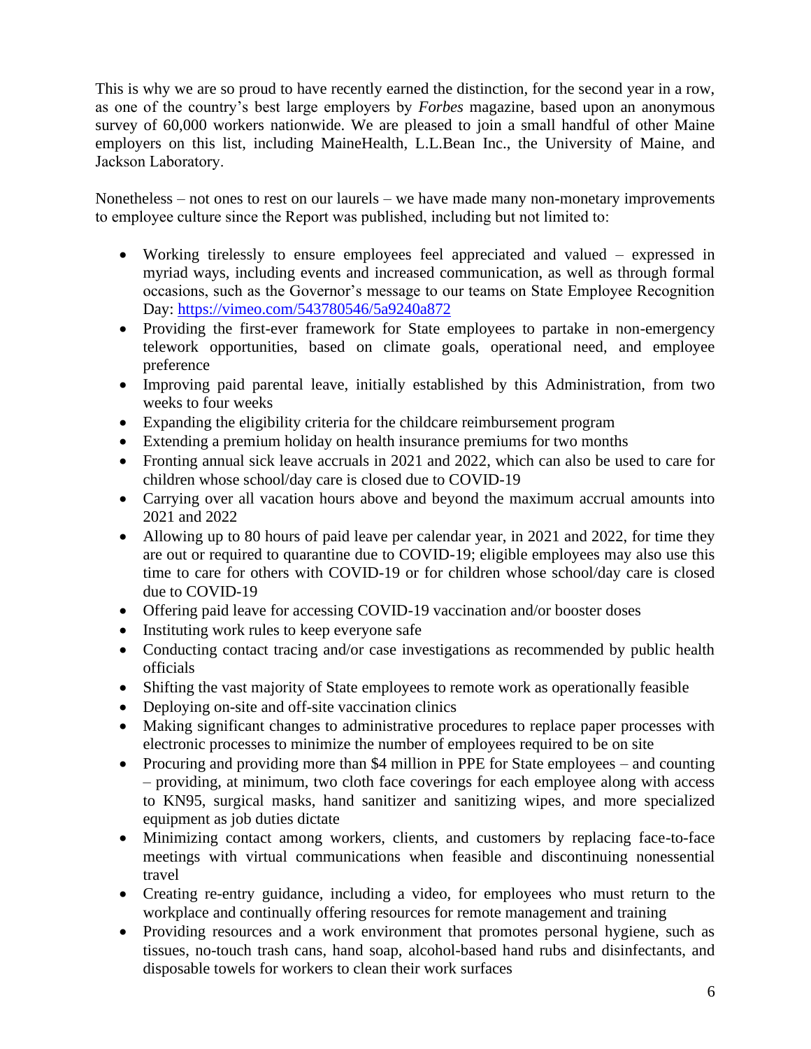This is why we are so proud to have recently earned the distinction, for the second year in a row, as one of the country's best large employers by *Forbes* magazine, based upon an anonymous survey of 60,000 workers nationwide. We are pleased to join a small handful of other Maine employers on this list, including MaineHealth, L.L.Bean Inc., the University of Maine, and Jackson Laboratory.

Nonetheless – not ones to rest on our laurels – we have made many non-monetary improvements to employee culture since the Report was published, including but not limited to:

- Working tirelessly to ensure employees feel appreciated and valued – expressed in myriad ways, including events and increased communication, as well as through formal occasions, such as the Governor's message to our teams on State Employee Recognition Day: https://vimeo.com/543780546/5a9240a872
- Providing the first-ever framework for State employees to partake in non-emergency telework opportunities, based on climate goals, operational need, and employee preference
- Improving paid parental leave, initially established by this Administration, from two weeks to four weeks
- Expanding the eligibility criteria for the childcare reimbursement program
- Extending a premium holiday on health insurance premiums for two months
- Fronting annual sick leave accruals in 2021 and 2022, which can also be used to care for children whose school/day care is closed due to COVID-19
- Carrying over all vacation hours above and beyond the maximum accrual amounts into 2021 and 2022
- Allowing up to 80 hours of paid leave per calendar year, in 2021 and 2022, for time they are out or required to quarantine due to COVID-19; eligible employees may also use this time to care for others with COVID-19 or for children whose school/day care is closed due to COVID-19
- Offering paid leave for accessing COVID-19 vaccination and/or booster doses
- Instituting work rules to keep everyone safe
- Conducting contact tracing and/or case investigations as recommended by public health officials
- Shifting the vast majority of State employees to remote work as operationally feasible
- Deploying on-site and off-site vaccination clinics
- Making significant changes to administrative procedures to replace paper processes with electronic processes to minimize the number of employees required to be on site
- Procuring and providing more than $4 million in PPE for State employees – and counting – providing, at minimum, two cloth face coverings for each employee along with access to KN95, surgical masks, hand sanitizer and sanitizing wipes, and more specialized equipment as job duties dictate
- Minimizing contact among workers, clients, and customers by replacing face-to-face meetings with virtual communications when feasible and discontinuing nonessential travel
- Creating re-entry guidance, including a video, for employees who must return to the workplace and continually offering resources for remote management and training
- Providing resources and a work environment that promotes personal hygiene, such as tissues, no-touch trash cans, hand soap, alcohol-based hand rubs and disinfectants, and disposable towels for workers to clean their work surfaces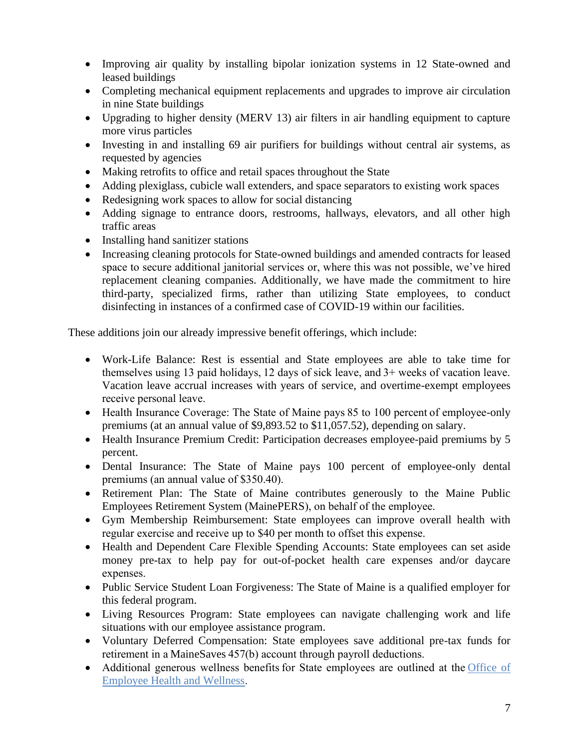- Improving air quality by installing bipolar ionization systems in 12 State-owned and leased buildings
- Completing mechanical equipment replacements and upgrades to improve air circulation in nine State buildings
- Upgrading to higher density (MERV 13) air filters in air handling equipment to capture more virus particles
- Investing in and installing 69 air purifiers for buildings without central air systems, as requested by agencies
- Making retrofits to office and retail spaces throughout the State
- Adding plexiglass, cubicle wall extenders, and space separators to existing work spaces
- Redesigning work spaces to allow for social distancing
- Adding signage to entrance doors, restrooms, hallways, elevators, and all other high traffic areas
- Installing hand sanitizer stations
- Increasing cleaning protocols for State-owned buildings and amended contracts for leased space to secure additional janitorial services or, where this was not possible, we've hired replacement cleaning companies. Additionally, we have made the commitment to hire third-party, specialized firms, rather than utilizing State employees, to conduct disinfecting in instances of a confirmed case of COVID-19 within our facilities.

These additions join our already impressive benefit offerings, which include:

- Work-Life Balance: Rest is essential and State employees are able to take time for themselves using 13 paid holidays, 12 days of sick leave, and 3+ weeks of vacation leave. Vacation leave accrual increases with years of service, and overtime-exempt employees receive personal leave.
- Health Insurance Coverage: The State of Maine pays 85 to 100 percent of employee-only premiums (at an annual value of $9,893.52 to $11,057.52), depending on salary.
- Health Insurance Premium Credit: Participation decreases employee-paid premiums by 5 percent.
- Dental Insurance: The State of Maine pays 100 percent of employee-only dental premiums (an annual value of $350.40).
- Retirement Plan: The State of Maine contributes generously to the Maine Public Employees Retirement System (MainePERS), on behalf of the employee.
- Gym Membership Reimbursement: State employees can improve overall health with regular exercise and receive up to $40 per month to offset this expense.
- Health and Dependent Care Flexible Spending Accounts: State employees can set aside money pre-tax to help pay for out-of-pocket health care expenses and/or daycare expenses.
- Public Service Student Loan Forgiveness: The State of Maine is a qualified employer for this federal program.
- Living Resources Program: State employees can navigate challenging work and life situations with our employee assistance program.
- Voluntary Deferred Compensation: State employees save additional pre-tax funds for retirement in a MaineSaves 457(b) account through payroll deductions.
- Additional generous wellness benefits for State employees are outlined at the Office of Employee Health and Wellness.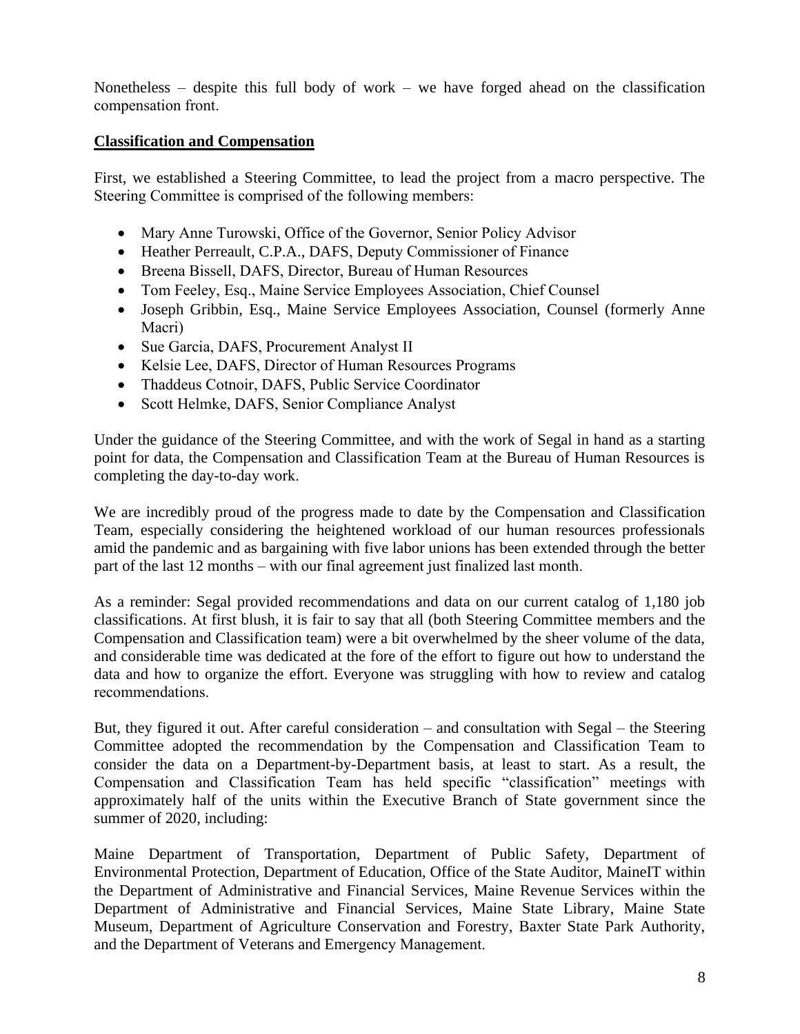Nonetheless – despite this full body of work – we have forged ahead on the classification compensation front.

**Classification and Compensation**

First, we established a Steering Committee, to lead the project from a macro perspective. The Steering Committee is comprised of the following members:

- Mary Anne Turowski, Office of the Governor, Senior Policy Advisor
- Heather Perreault, C.P.A., DAFS, Deputy Commissioner of Finance
- Breena Bissell, DAFS, Director, Bureau of Human Resources
- Tom Feeley, Esq., Maine Service Employees Association, Chief Counsel
- Joseph Gribbin, Esq., Maine Service Employees Association, Counsel (formerly Anne Macri)
- Sue Garcia, DAFS, Procurement Analyst II
- Kelsie Lee, DAFS, Director of Human Resources Programs
- Thaddeus Cotnoir, DAFS, Public Service Coordinator
- Scott Helmke, DAFS, Senior Compliance Analyst

Under the guidance of the Steering Committee, and with the work of Segal in hand as a starting point for data, the Compensation and Classification Team at the Bureau of Human Resources is completing the day-to-day work.

We are incredibly proud of the progress made to date by the Compensation and Classification Team, especially considering the heightened workload of our human resources professionals amid the pandemic and as bargaining with five labor unions has been extended through the better part of the last 12 months – with our final agreement just finalized last month.

As a reminder: Segal provided recommendations and data on our current catalog of 1,180 job classifications. At first blush, it is fair to say that all (both Steering Committee members and the Compensation and Classification team) were a bit overwhelmed by the sheer volume of the data, and considerable time was dedicated at the fore of the effort to figure out how to understand the data and how to organize the effort. Everyone was struggling with how to review and catalog recommendations.

But, they figured it out. After careful consideration – and consultation with Segal – the Steering Committee adopted the recommendation by the Compensation and Classification Team to consider the data on a Department-by-Department basis, at least to start. As a result, the Compensation and Classification Team has held specific "classification" meetings with approximately half of the units within the Executive Branch of State government since the summer of 2020, including:

Maine Department of Transportation, Department of Public Safety, Department of Environmental Protection, Department of Education, Office of the State Auditor, MaineIT within the Department of Administrative and Financial Services, Maine Revenue Services within the Department of Administrative and Financial Services, Maine State Library, Maine State Museum, Department of Agriculture Conservation and Forestry, Baxter State Park Authority, and the Department of Veterans and Emergency Management.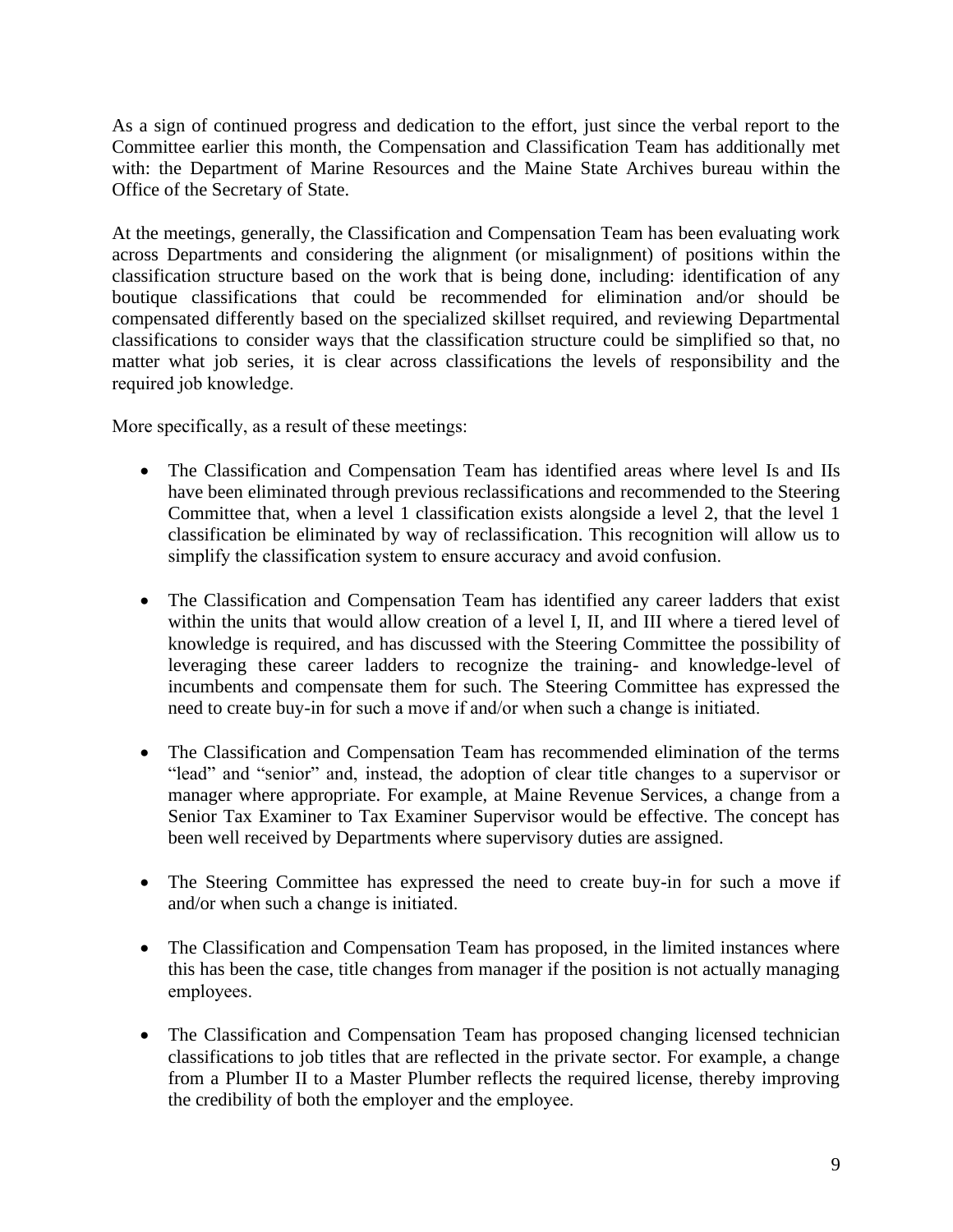As a sign of continued progress and dedication to the effort, just since the verbal report to the Committee earlier this month, the Compensation and Classification Team has additionally met with: the Department of Marine Resources and the Maine State Archives bureau within the Office of the Secretary of State.

At the meetings, generally, the Classification and Compensation Team has been evaluating work across Departments and considering the alignment (or misalignment) of positions within the classification structure based on the work that is being done, including: identification of any boutique classifications that could be recommended for elimination and/or should be compensated differently based on the specialized skillset required, and reviewing Departmental classifications to consider ways that the classification structure could be simplified so that, no matter what job series, it is clear across classifications the levels of responsibility and the required job knowledge.

More specifically, as a result of these meetings:

- The Classification and Compensation Team has identified areas where level Is and IIs have been eliminated through previous reclassifications and recommended to the Steering Committee that, when a level 1 classification exists alongside a level 2, that the level 1 classification be eliminated by way of reclassification. This recognition will allow us to simplify the classification system to ensure accuracy and avoid confusion.

- The Classification and Compensation Team has identified any career ladders that exist within the units that would allow creation of a level I, II, and III where a tiered level of knowledge is required, and has discussed with the Steering Committee the possibility of leveraging these career ladders to recognize the training- and knowledge-level of incumbents and compensate them for such. The Steering Committee has expressed the need to create buy-in for such a move if and/or when such a change is initiated.

- The Classification and Compensation Team has recommended elimination of the terms "lead" and "senior" and, instead, the adoption of clear title changes to a supervisor or manager where appropriate. For example, at Maine Revenue Services, a change from a Senior Tax Examiner to Tax Examiner Supervisor would be effective. The concept has been well received by Departments where supervisory duties are assigned.

- The Steering Committee has expressed the need to create buy-in for such a move if and/or when such a change is initiated.

- The Classification and Compensation Team has proposed, in the limited instances where this has been the case, title changes from manager if the position is not actually managing employees.

- The Classification and Compensation Team has proposed changing licensed technician classifications to job titles that are reflected in the private sector. For example, a change from a Plumber II to a Master Plumber reflects the required license, thereby improving the credibility of both the employer and the employee.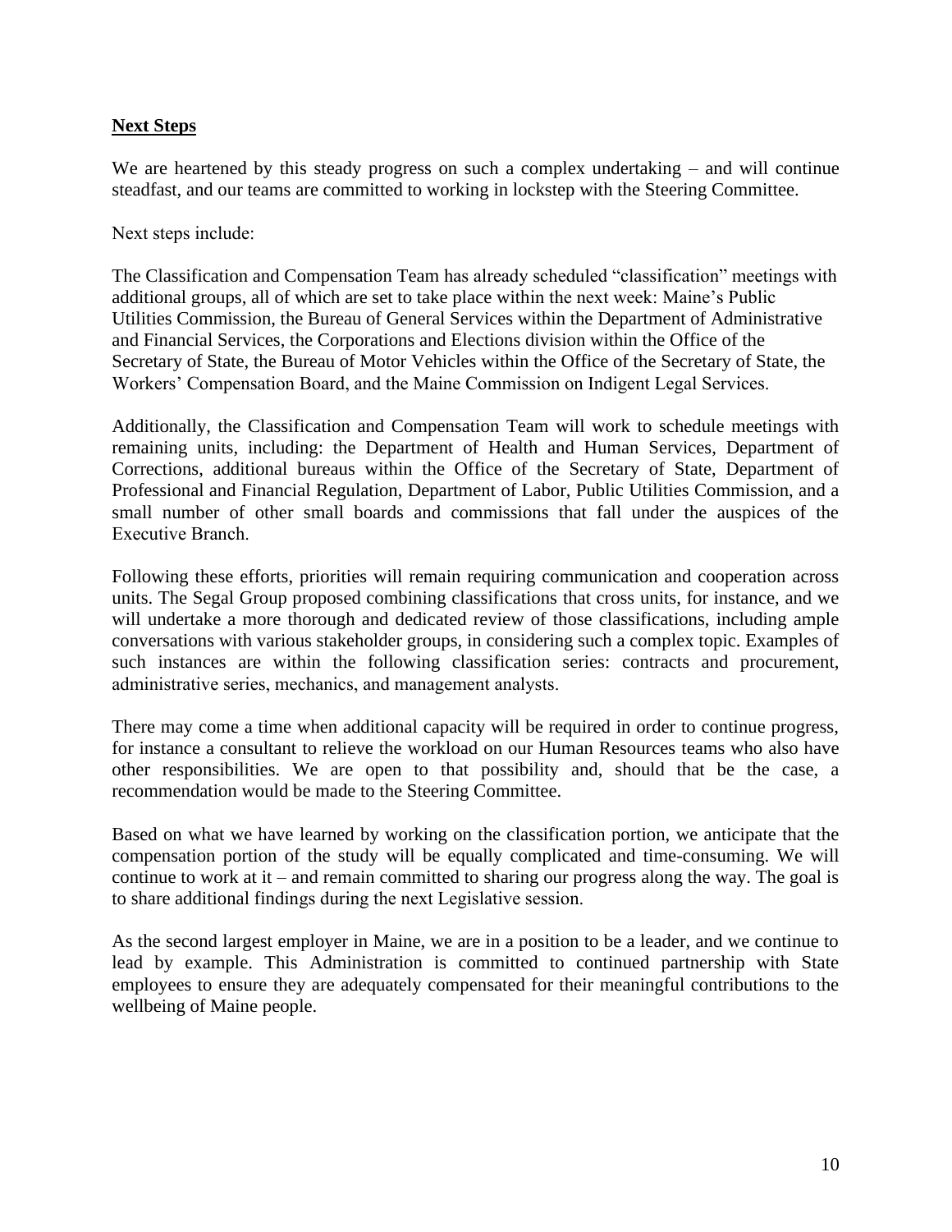## Next Steps

We are heartened by this steady progress on such a complex undertaking – and will continue steadfast, and our teams are committed to working in lockstep with the Steering Committee.

Next steps include:

The Classification and Compensation Team has already scheduled "classification" meetings with additional groups, all of which are set to take place within the next week: Maine's Public Utilities Commission, the Bureau of General Services within the Department of Administrative and Financial Services, the Corporations and Elections division within the Office of the Secretary of State, the Bureau of Motor Vehicles within the Office of the Secretary of State, the Workers' Compensation Board, and the Maine Commission on Indigent Legal Services.

Additionally, the Classification and Compensation Team will work to schedule meetings with remaining units, including: the Department of Health and Human Services, Department of Corrections, additional bureaus within the Office of the Secretary of State, Department of Professional and Financial Regulation, Department of Labor, Public Utilities Commission, and a small number of other small boards and commissions that fall under the auspices of the Executive Branch.

Following these efforts, priorities will remain requiring communication and cooperation across units. The Segal Group proposed combining classifications that cross units, for instance, and we will undertake a more thorough and dedicated review of those classifications, including ample conversations with various stakeholder groups, in considering such a complex topic. Examples of such instances are within the following classification series: contracts and procurement, administrative series, mechanics, and management analysts.

There may come a time when additional capacity will be required in order to continue progress, for instance a consultant to relieve the workload on our Human Resources teams who also have other responsibilities. We are open to that possibility and, should that be the case, a recommendation would be made to the Steering Committee.

Based on what we have learned by working on the classification portion, we anticipate that the compensation portion of the study will be equally complicated and time-consuming. We will continue to work at it – and remain committed to sharing our progress along the way. The goal is to share additional findings during the next Legislative session.

As the second largest employer in Maine, we are in a position to be a leader, and we continue to lead by example. This Administration is committed to continued partnership with State employees to ensure they are adequately compensated for their meaningful contributions to the wellbeing of Maine people.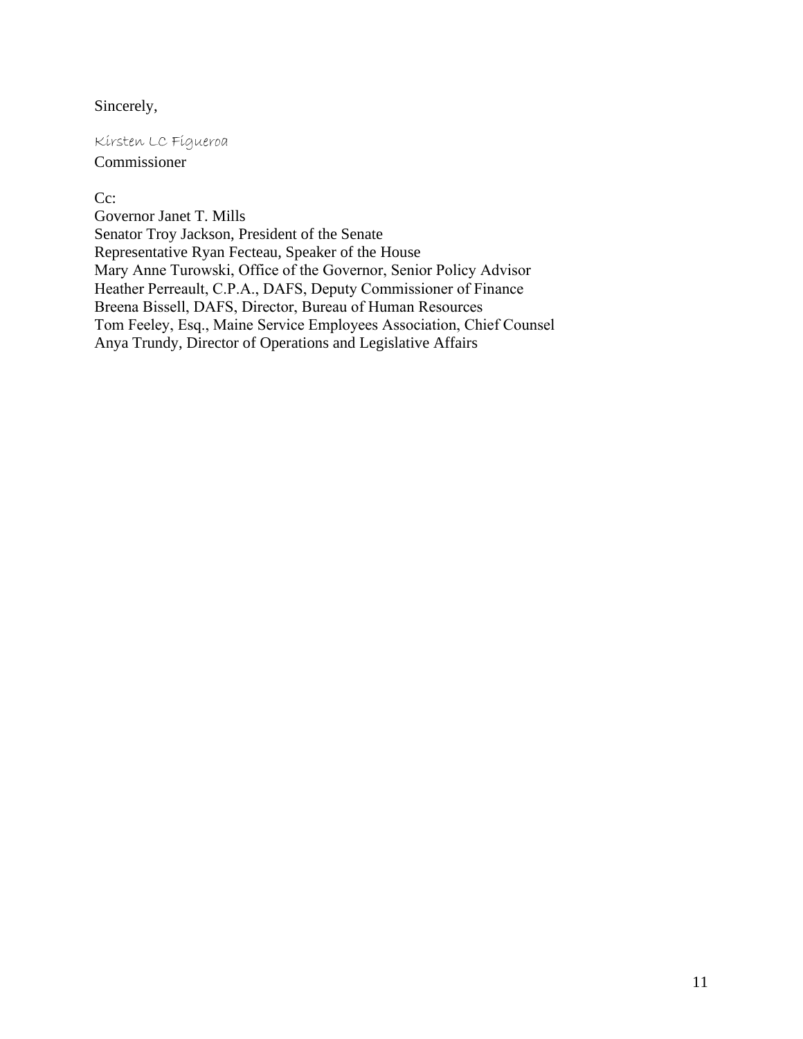Sincerely,

Kirsten LC Figueroa

Commissioner

Cc:

Governor Janet T. Mills

Senator Troy Jackson, President of the Senate

Representative Ryan Fecteau, Speaker of the House

Mary Anne Turowski, Office of the Governor, Senior Policy Advisor

Heather Perreault, C.P.A., DAFS, Deputy Commissioner of Finance

Breena Bissell, DAFS, Director, Bureau of Human Resources

Tom Feeley, Esq., Maine Service Employees Association, Chief Counsel

Anya Trundy, Director of Operations and Legislative Affairs